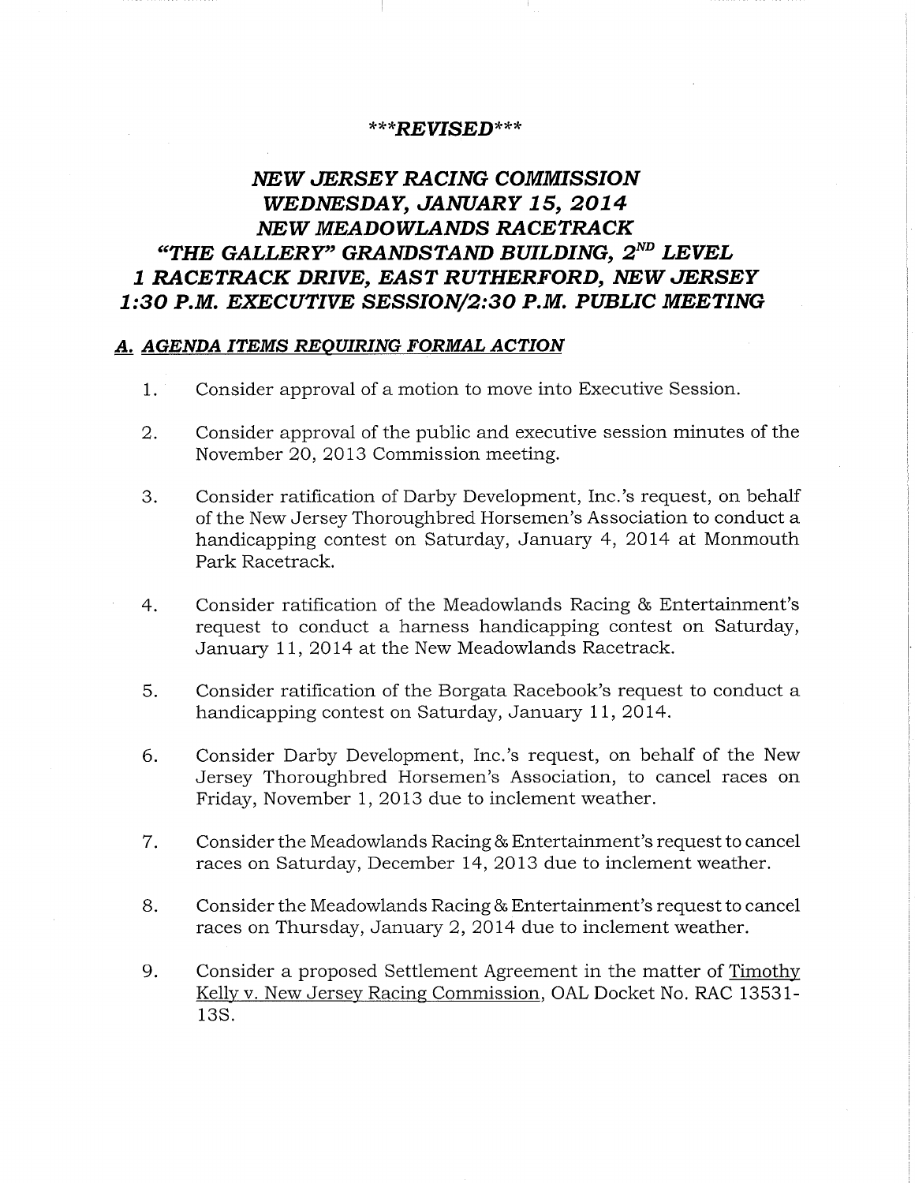***REVISED***

# *NEW JERSEY RACING COMMISSION*
# *WEDNESDAY, JANUARY 15, 2014*
# *NEW MEADOWLANDS RACETRACK*
# *"THE GALLERY" GRANDSTAND BUILDING, 2ND LEVEL*
# *1 RACETRACK DRIVE, EAST RUTHERFORD, NEW JERSEY*
# *1:30 P.M. EXECUTIVE SESSION/2:30 P.M. PUBLIC MEETING*

## ***A. AGENDA ITEMS REQUIRING FORMAL ACTION***

1. Consider approval of a motion to move into Executive Session.

2. Consider approval of the public and executive session minutes of the November 20, 2013 Commission meeting.

3. Consider ratification of Darby Development, Inc.'s request, on behalf of the New Jersey Thoroughbred Horsemen's Association to conduct a handicapping contest on Saturday, January 4, 2014 at Monmouth Park Racetrack.

4. Consider ratification of the Meadowlands Racing & Entertainment's request to conduct a harness handicapping contest on Saturday, January 11, 2014 at the New Meadowlands Racetrack.

5. Consider ratification of the Borgata Racebook's request to conduct a handicapping contest on Saturday, January 11, 2014.

6. Consider Darby Development, Inc.'s request, on behalf of the New Jersey Thoroughbred Horsemen's Association, to cancel races on Friday, November 1, 2013 due to inclement weather.

7. Consider the Meadowlands Racing & Entertainment's request to cancel races on Saturday, December 14, 2013 due to inclement weather.

8. Consider the Meadowlands Racing & Entertainment's request to cancel races on Thursday, January 2, 2014 due to inclement weather.

9. Consider a proposed Settlement Agreement in the matter of Timothy Kelly v. New Jersey Racing Commission, OAL Docket No. RAC 13531-13S.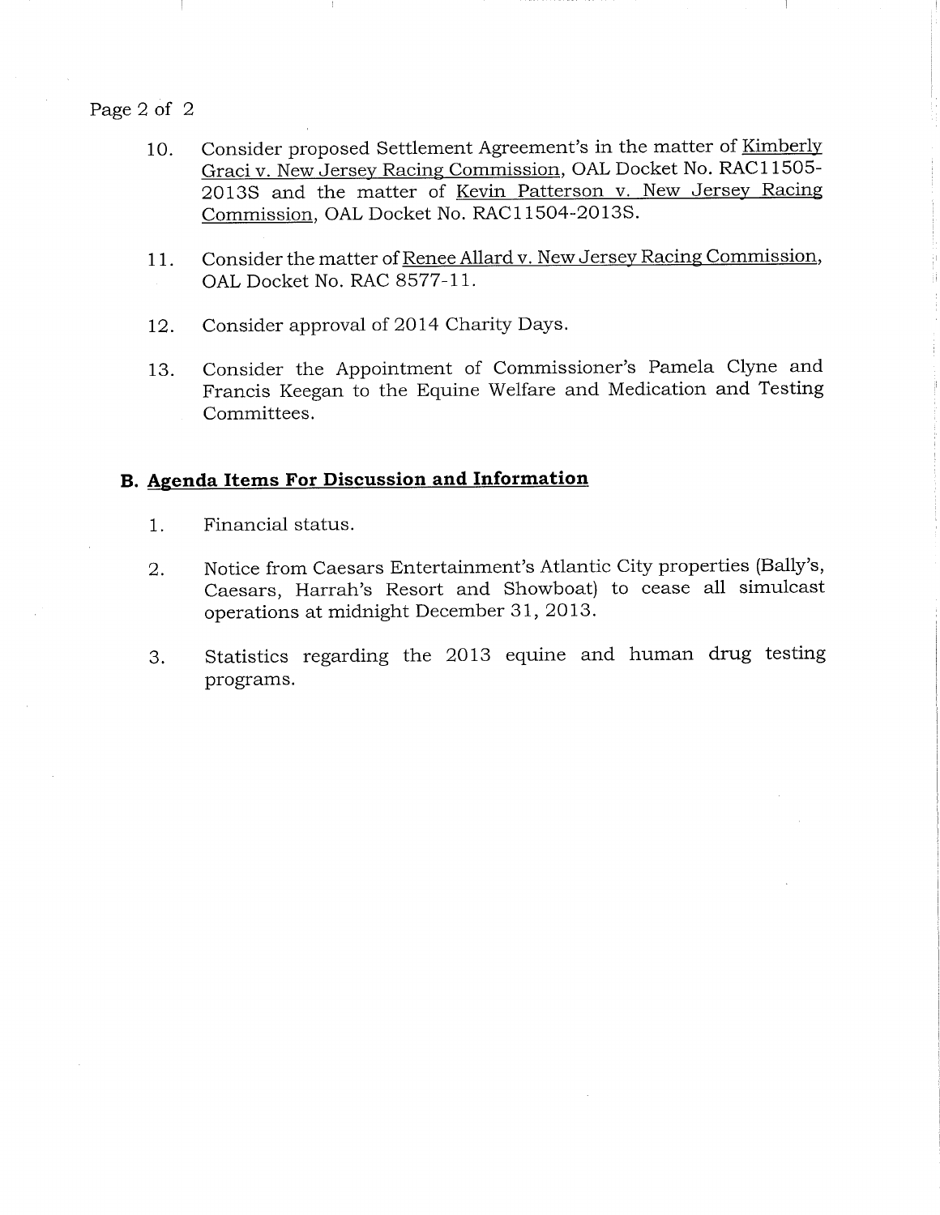10. Consider proposed Settlement Agreement's in the matter of Kimberly Graci v. New Jersey Racing Commission, OAL Docket No. RAC11505-2013S and the matter of Kevin Patterson v. New Jersey Racing Commission, OAL Docket No. RAC11504-2013S.

11. Consider the matter of Renee Allard v. New Jersey Racing Commission, OAL Docket No. RAC 8577-11.

12. Consider approval of 2014 Charity Days.

13. Consider the Appointment of Commissioner's Pamela Clyne and Francis Keegan to the Equine Welfare and Medication and Testing Committees.

## B. Agenda Items For Discussion and Information

1. Financial status.

2. Notice from Caesars Entertainment's Atlantic City properties (Bally's, Caesars, Harrah's Resort and Showboat) to cease all simulcast operations at midnight December 31, 2013.

3. Statistics regarding the 2013 equine and human drug testing programs.